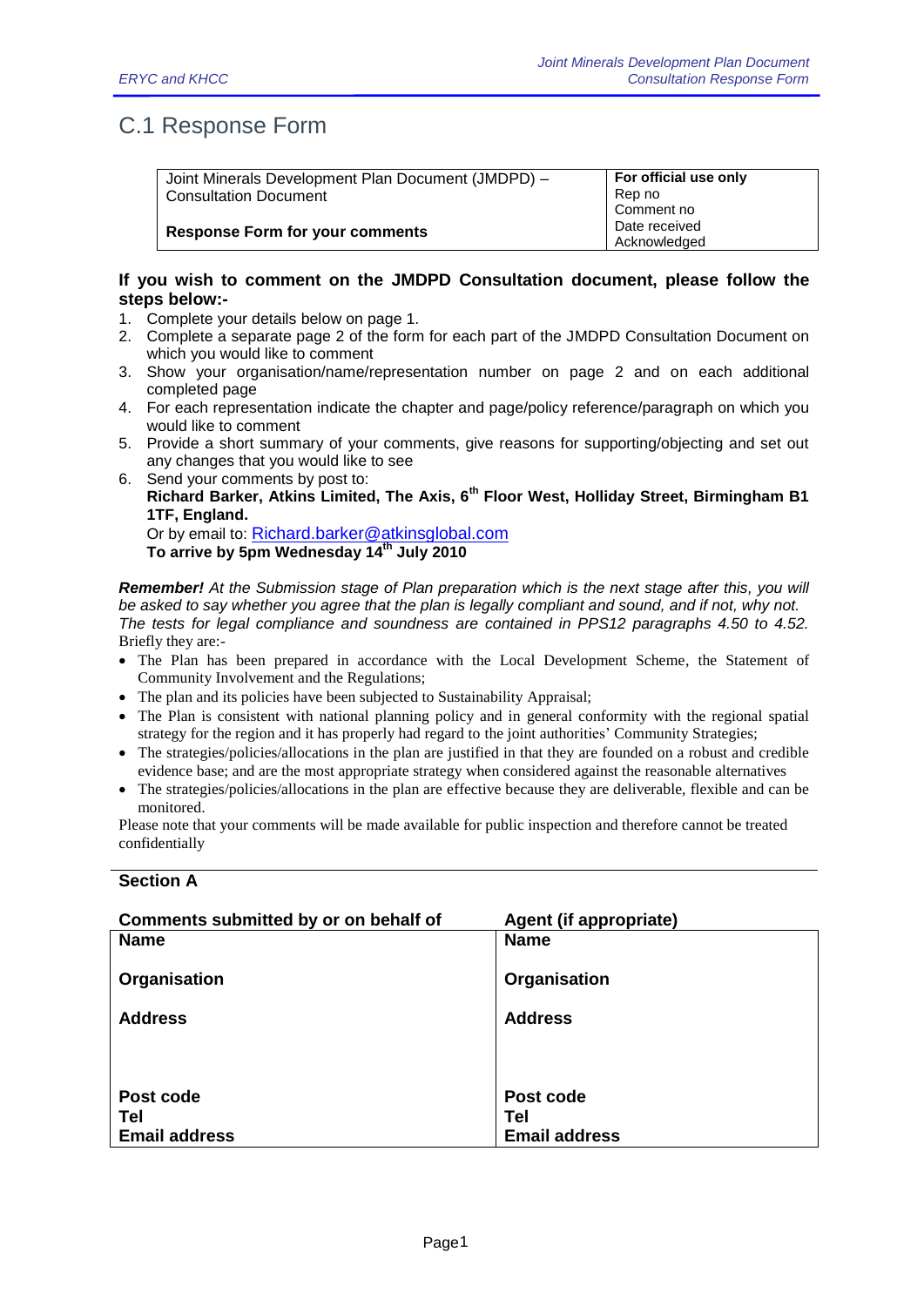# C.1 Response Form

| Joint Minerals Development Plan Document (JMDPD) – Consultation Document<br><br>**Response Form for your comments** | **For official use only**<br>Rep no<br>Comment no<br>Date received<br>Acknowledged |
|---|---|

**If you wish to comment on the JMDPD Consultation document, please follow the steps below:-**

1. Complete your details below on page 1.
2. Complete a separate page 2 of the form for each part of the JMDPD Consultation Document on which you would like to comment
3. Show your organisation/name/representation number on page 2 and on each additional completed page
4. For each representation indicate the chapter and page/policy reference/paragraph on which you would like to comment
5. Provide a short summary of your comments, give reasons for supporting/objecting and set out any changes that you would like to see
6. Send your comments by post to:
   **Richard Barker, Atkins Limited, The Axis, 6th Floor West, Holliday Street, Birmingham B1 1TF, England.**
   Or by email to: Richard.barker@atkinsglobal.com
   **To arrive by 5pm Wednesday 14th July 2010**

***Remember!*** *At the Submission stage of Plan preparation which is the next stage after this, you will be asked to say whether you agree that the plan is legally compliant and sound, and if not, why not. The tests for legal compliance and soundness are contained in PPS12 paragraphs 4.50 to 4.52.* Briefly they are:-

- The Plan has been prepared in accordance with the Local Development Scheme, the Statement of Community Involvement and the Regulations;
- The plan and its policies have been subjected to Sustainability Appraisal;
- The Plan is consistent with national planning policy and in general conformity with the regional spatial strategy for the region and it has properly had regard to the joint authorities' Community Strategies;
- The strategies/policies/allocations in the plan are justified in that they are founded on a robust and credible evidence base; and are the most appropriate strategy when considered against the reasonable alternatives
- The strategies/policies/allocations in the plan are effective because they are deliverable, flexible and can be monitored.

Please note that your comments will be made available for public inspection and therefore cannot be treated confidentially

## Section A

| **Comments submitted by or on behalf of** | **Agent (if appropriate)** |
|---|---|
| **Name** | **Name** |
| **Organisation** | **Organisation** |
| **Address** | **Address** |
| **Post code** | **Post code** |
| **Tel** | **Tel** |
| **Email address** | **Email address** |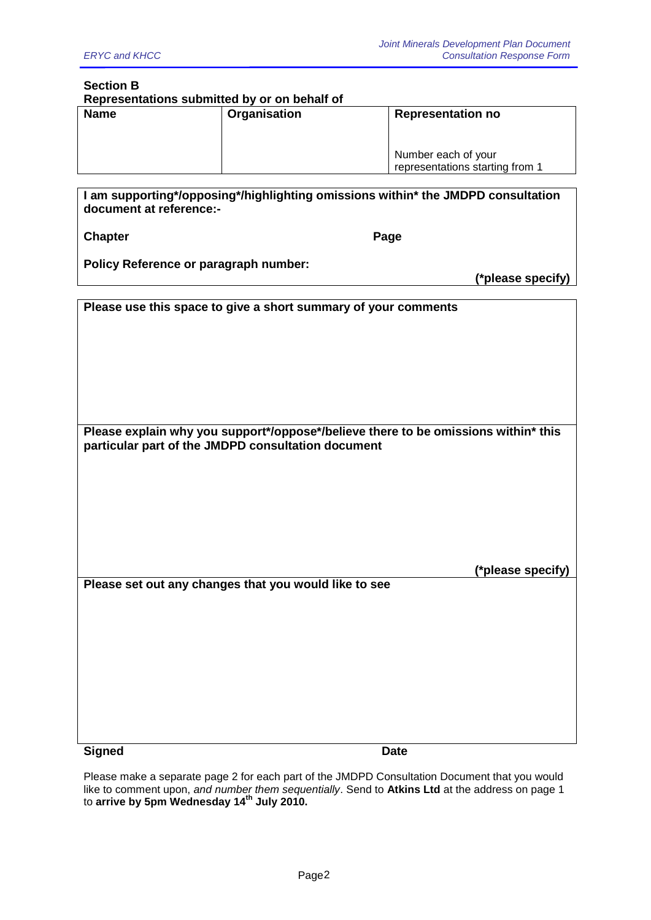**Section B**

**Representations submitted by or on behalf of**

| **Name** | **Organisation** | **Representation no** |
|---|---|---|
| | | Number each of your representations starting from 1 |

**I am supporting*/opposing*/highlighting omissions within* the JMDPD consultation document at reference:-**

**Chapter** **Page**

**Policy Reference or paragraph number:**

**(*please specify)**

**Please use this space to give a short summary of your comments**

**Please explain why you support*/oppose*/believe there to be omissions within* this particular part of the JMDPD consultation document**

**(*please specify)**

**Please set out any changes that you would like to see**

**Signed** **Date**

Please make a separate page 2 for each part of the JMDPD Consultation Document that you would like to comment upon, *and number them sequentially*. Send to **Atkins Ltd** at the address on page 1 to **arrive by 5pm Wednesday 14th July 2010.**